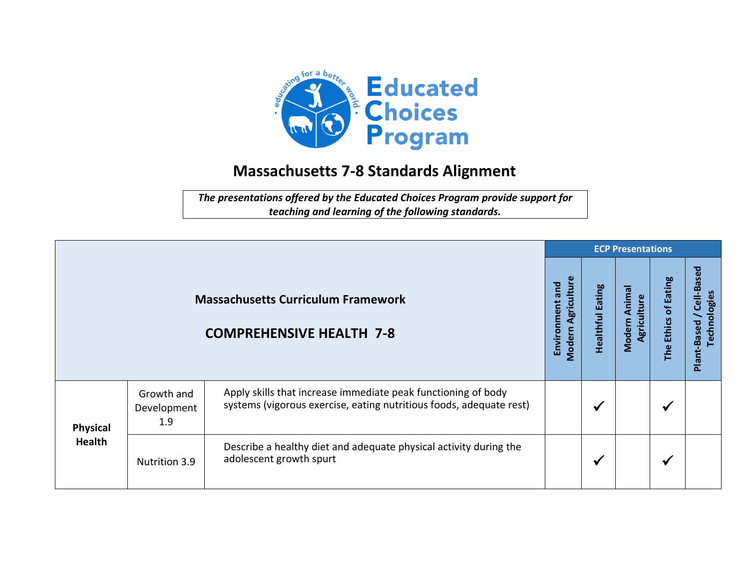# Educated Choices Program

## Massachusetts 7-8 Standards Alignment

*The presentations offered by the Educated Choices Program provide support for teaching and learning of the following standards.*

| Massachusetts Curriculum Framework<br><br>COMPREHENSIVE HEALTH 7-8 | | | ECP Presentations | | | | |
|---|---|---|---|---|---|---|---|
| | | | Environment and Modern Agriculture | Healthful Eating | Modern Animal Agriculture | The Ethics of Eating | Plant-Based / Cell-Based Technologies |
| **Physical Health** | Growth and Development 1.9 | Apply skills that increase immediate peak functioning of body systems (vigorous exercise, eating nutritious foods, adequate rest) | | ✓ | | ✓ | |
| | Nutrition 3.9 | Describe a healthy diet and adequate physical activity during the adolescent growth spurt | | ✓ | | ✓ | |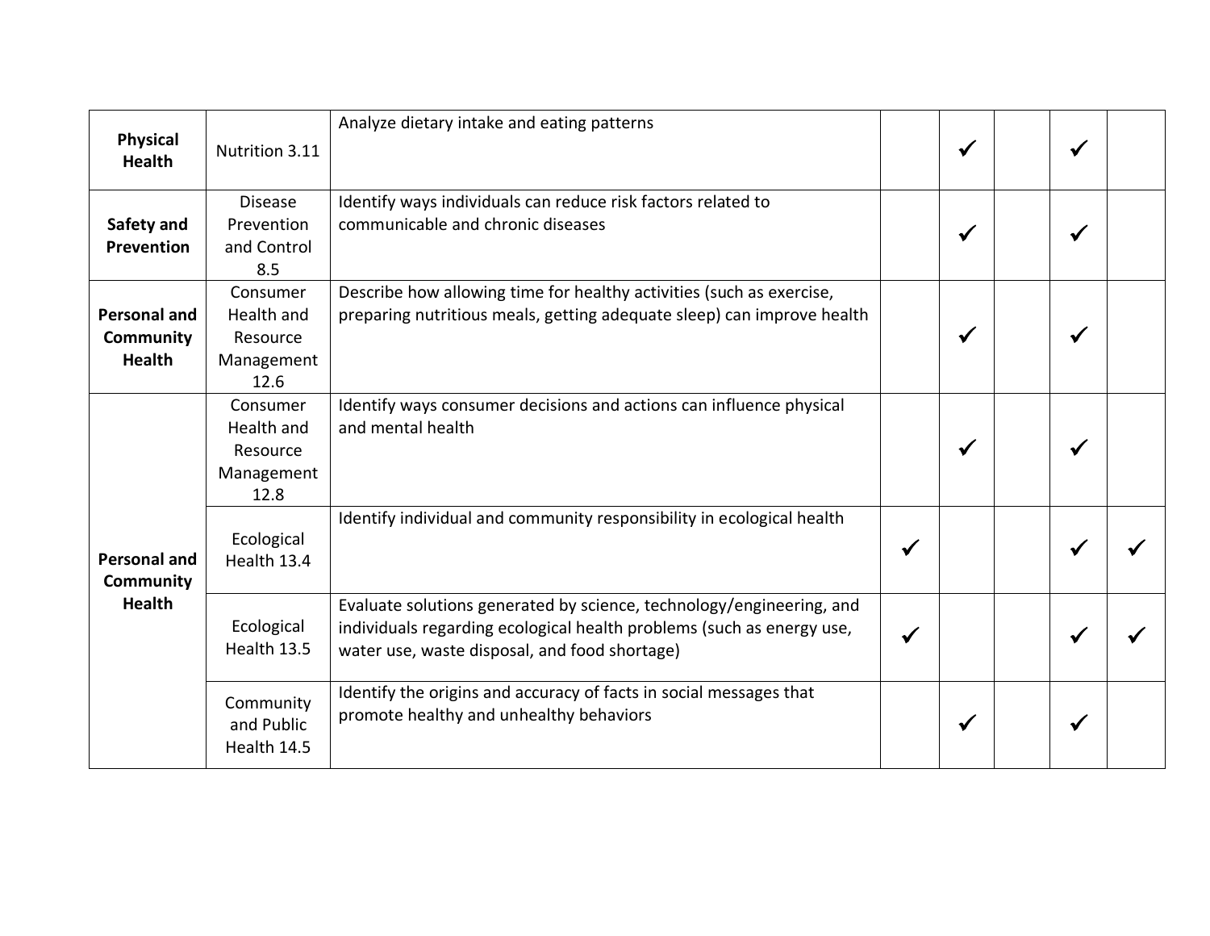| | | | | | | | |
|---|---|---|---|---|---|---|---|
| **Physical Health** | Nutrition 3.11 | Analyze dietary intake and eating patterns | | ✓ | | ✓ | |
| **Safety and Prevention** | Disease Prevention and Control 8.5 | Identify ways individuals can reduce risk factors related to communicable and chronic diseases | | ✓ | | ✓ | |
| **Personal and Community Health** | Consumer Health and Resource Management 12.6 | Describe how allowing time for healthy activities (such as exercise, preparing nutritious meals, getting adequate sleep) can improve health | | ✓ | | ✓ | |
| **Personal and Community Health** | Consumer Health and Resource Management 12.8 | Identify ways consumer decisions and actions can influence physical and mental health | | ✓ | | ✓ | |
| | Ecological Health 13.4 | Identify individual and community responsibility in ecological health | ✓ | | | ✓ | ✓ |
| | Ecological Health 13.5 | Evaluate solutions generated by science, technology/engineering, and individuals regarding ecological health problems (such as energy use, water use, waste disposal, and food shortage) | ✓ | | | ✓ | ✓ |
| | Community and Public Health 14.5 | Identify the origins and accuracy of facts in social messages that promote healthy and unhealthy behaviors | | ✓ | | ✓ | |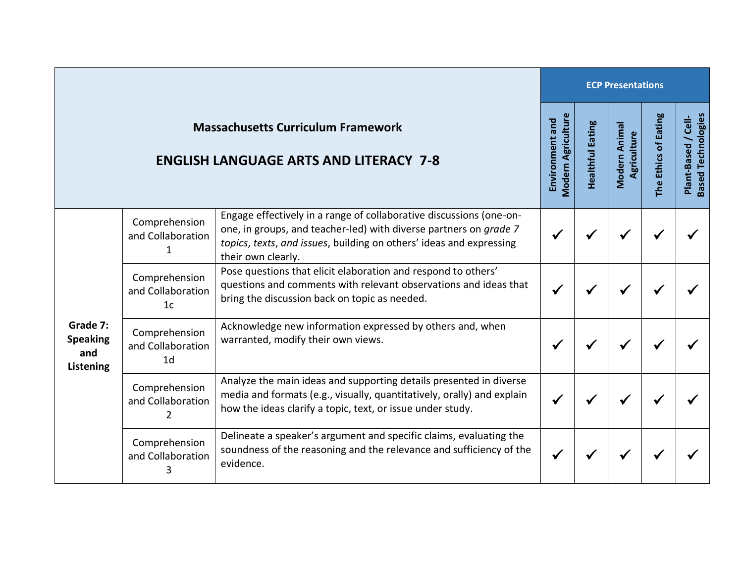| Massachusetts Curriculum Framework<br><br>ENGLISH LANGUAGE ARTS AND LITERACY 7-8 | | | ECP Presentations | | | | |
|---|---|---|---|---|---|---|---|
| | | | Environment and Modern Agriculture | Healthful Eating | Modern Animal Agriculture | The Ethics of Eating | Plant-Based / Cell-Based Technologies |
| **Grade 7: Speaking and Listening** | Comprehension and Collaboration 1 | Engage effectively in a range of collaborative discussions (one-on-one, in groups, and teacher-led) with diverse partners on *grade 7 topics*, *texts*, *and issues*, building on others' ideas and expressing their own clearly. | ✓ | ✓ | ✓ | ✓ | ✓ |
| | Comprehension and Collaboration 1c | Pose questions that elicit elaboration and respond to others' questions and comments with relevant observations and ideas that bring the discussion back on topic as needed. | ✓ | ✓ | ✓ | ✓ | ✓ |
| | Comprehension and Collaboration 1d | Acknowledge new information expressed by others and, when warranted, modify their own views. | ✓ | ✓ | ✓ | ✓ | ✓ |
| | Comprehension and Collaboration 2 | Analyze the main ideas and supporting details presented in diverse media and formats (e.g., visually, quantitatively, orally) and explain how the ideas clarify a topic, text, or issue under study. | ✓ | ✓ | ✓ | ✓ | ✓ |
| | Comprehension and Collaboration 3 | Delineate a speaker's argument and specific claims, evaluating the soundness of the reasoning and the relevance and sufficiency of the evidence. | ✓ | ✓ | ✓ | ✓ | ✓ |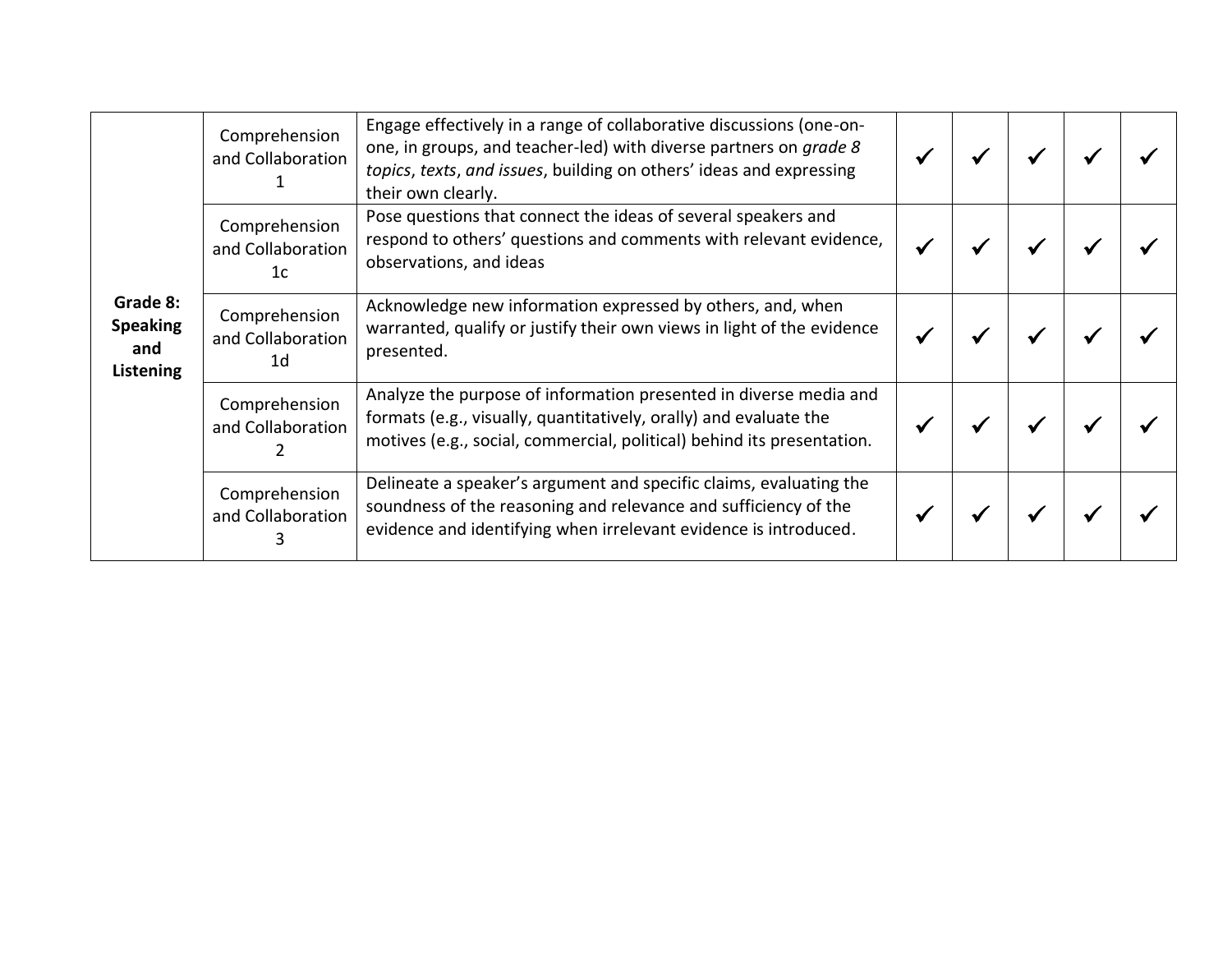| | | | | | | | |
|---|---|---|---|---|---|---|---|
| **Grade 8: Speaking and Listening** | Comprehension and Collaboration 1 | Engage effectively in a range of collaborative discussions (one-on-one, in groups, and teacher-led) with diverse partners on *grade 8 topics*, *texts*, *and issues*, building on others' ideas and expressing their own clearly. | ✓ | ✓ | ✓ | ✓ | ✓ |
| | Comprehension and Collaboration 1c | Pose questions that connect the ideas of several speakers and respond to others' questions and comments with relevant evidence, observations, and ideas | ✓ | ✓ | ✓ | ✓ | ✓ |
| | Comprehension and Collaboration 1d | Acknowledge new information expressed by others, and, when warranted, qualify or justify their own views in light of the evidence presented. | ✓ | ✓ | ✓ | ✓ | ✓ |
| | Comprehension and Collaboration 2 | Analyze the purpose of information presented in diverse media and formats (e.g., visually, quantitatively, orally) and evaluate the motives (e.g., social, commercial, political) behind its presentation. | ✓ | ✓ | ✓ | ✓ | ✓ |
| | Comprehension and Collaboration 3 | Delineate a speaker's argument and specific claims, evaluating the soundness of the reasoning and relevance and sufficiency of the evidence and identifying when irrelevant evidence is introduced. | ✓ | ✓ | ✓ | ✓ | ✓ |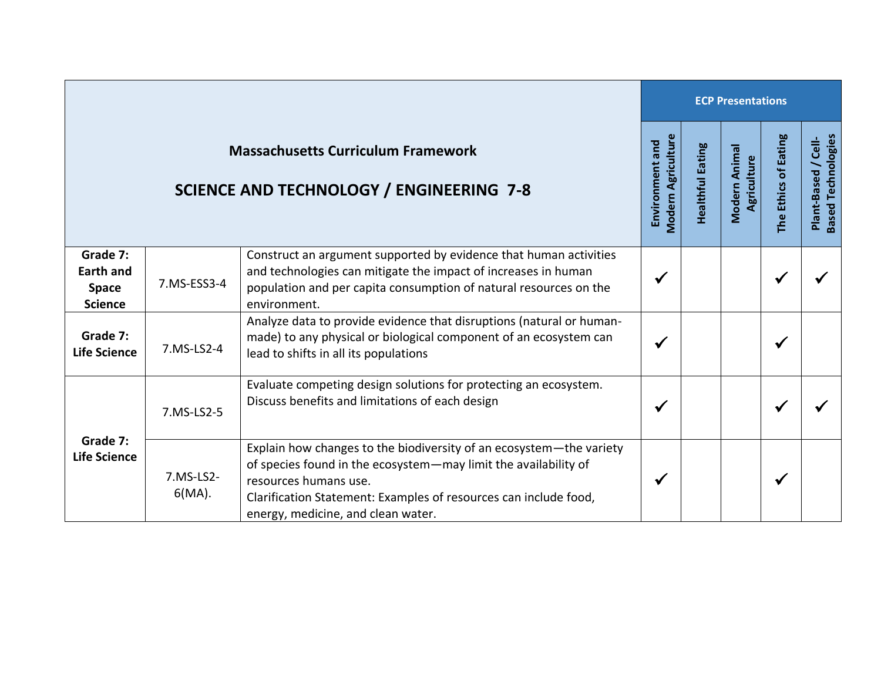| Massachusetts Curriculum Framework<br><br>SCIENCE AND TECHNOLOGY / ENGINEERING 7-8 | | | ECP Presentations | | | | |
|---|---|---|---|---|---|---|---|
| | | | Environment and Modern Agriculture | Healthful Eating | Modern Animal Agriculture | The Ethics of Eating | Plant-Based / Cell-Based Technologies |
| **Grade 7: Earth and Space Science** | 7.MS-ESS3-4 | Construct an argument supported by evidence that human activities and technologies can mitigate the impact of increases in human population and per capita consumption of natural resources on the environment. | ✓ | | | ✓ | ✓ |
| **Grade 7: Life Science** | 7.MS-LS2-4 | Analyze data to provide evidence that disruptions (natural or human-made) to any physical or biological component of an ecosystem can lead to shifts in all its populations | ✓ | | | ✓ | |
| **Grade 7: Life Science** | 7.MS-LS2-5 | Evaluate competing design solutions for protecting an ecosystem. Discuss benefits and limitations of each design | ✓ | | | ✓ | ✓ |
| | 7.MS-LS2-6(MA). | Explain how changes to the biodiversity of an ecosystem—the variety of species found in the ecosystem—may limit the availability of resources humans use.<br>Clarification Statement: Examples of resources can include food, energy, medicine, and clean water. | ✓ | | | ✓ | |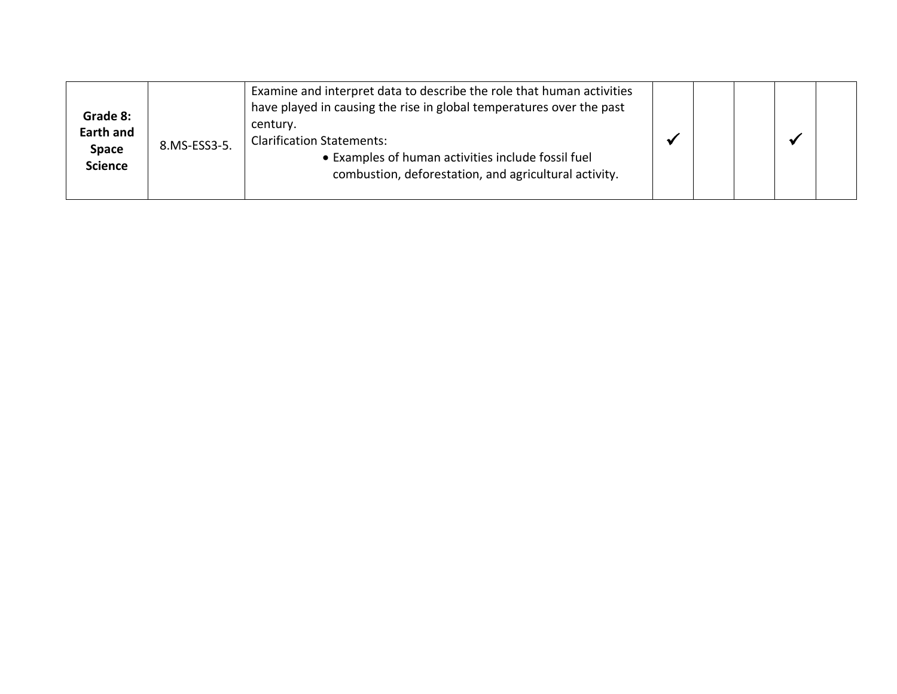| | | | | | | | |
|---|---|---|---|---|---|---|---|
| **Grade 8: Earth and Space Science** | 8.MS-ESS3-5. | Examine and interpret data to describe the role that human activities have played in causing the rise in global temperatures over the past century.<br>Clarification Statements:<br>• Examples of human activities include fossil fuel combustion, deforestation, and agricultural activity. | ✓ | | | ✓ | |